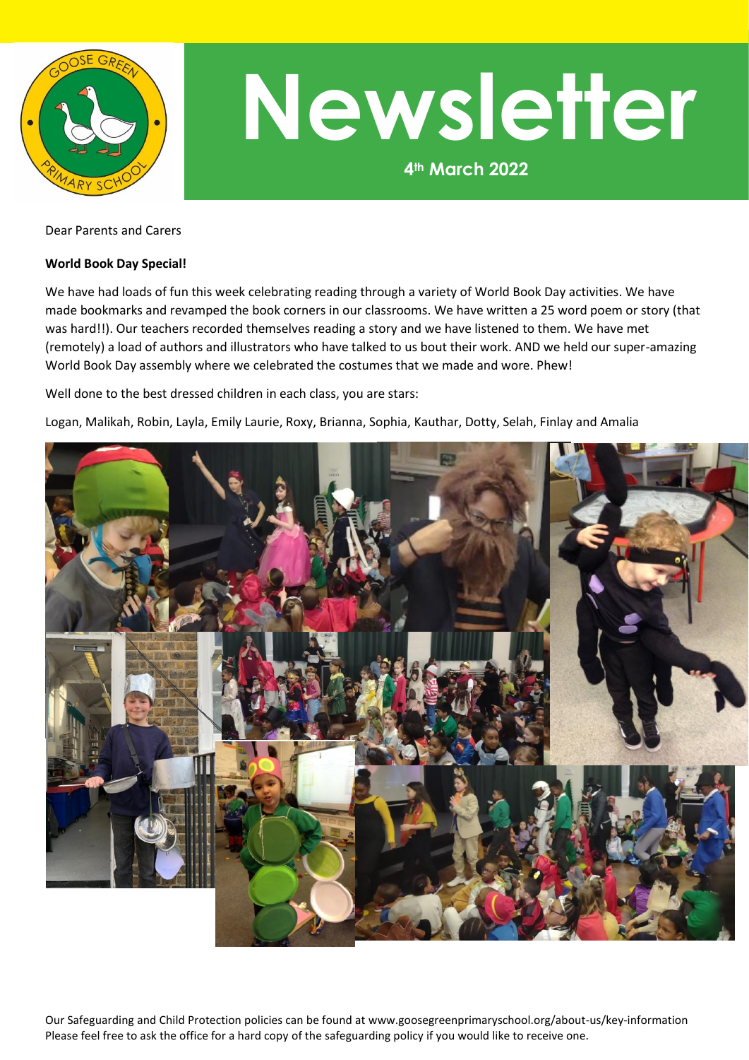# Newsletter

**4th March 2022**

Dear Parents and Carers

**World Book Day Special!**

We have had loads of fun this week celebrating reading through a variety of World Book Day activities. We have made bookmarks and revamped the book corners in our classrooms. We have written a 25 word poem or story (that was hard!!). Our teachers recorded themselves reading a story and we have listened to them. We have met (remotely) a load of authors and illustrators who have talked to us bout their work. AND we held our super-amazing World Book Day assembly where we celebrated the costumes that we made and wore. Phew!

Well done to the best dressed children in each class, you are stars:

Logan, Malikah, Robin, Layla, Emily Laurie, Roxy, Brianna, Sophia, Kauthar, Dotty, Selah, Finlay and Amalia

Our Safeguarding and Child Protection policies can be found at www.goosegreenprimaryschool.org/about-us/key-information
Please feel free to ask the office for a hard copy of the safeguarding policy if you would like to receive one.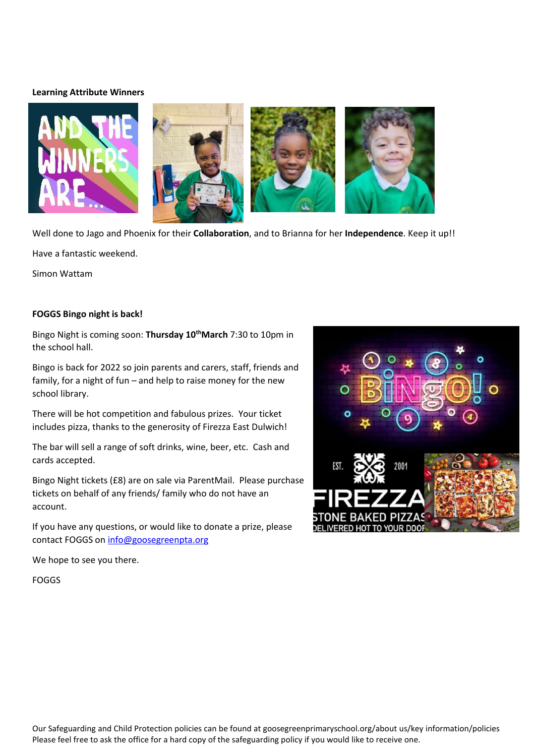**Learning Attribute Winners**

Well done to Jago and Phoenix for their **Collaboration**, and to Brianna for her **Independence**. Keep it up!!

Have a fantastic weekend.

Simon Wattam

**FOGGS Bingo night is back!**

Bingo Night is coming soon: **Thursday 10th March** 7:30 to 10pm in the school hall.

Bingo is back for 2022 so join parents and carers, staff, friends and family, for a night of fun – and help to raise money for the new school library.

There will be hot competition and fabulous prizes. Your ticket includes pizza, thanks to the generosity of Firezza East Dulwich!

The bar will sell a range of soft drinks, wine, beer, etc. Cash and cards accepted.

Bingo Night tickets (£8) are on sale via ParentMail. Please purchase tickets on behalf of any friends/ family who do not have an account.

If you have any questions, or would like to donate a prize, please contact FOGGS on info@goosegreenpta.org

We hope to see you there.

FOGGS

Our Safeguarding and Child Protection policies can be found at goosegreenprimaryschool.org/about us/key information/policies
Please feel free to ask the office for a hard copy of the safeguarding policy if you would like to receive one.